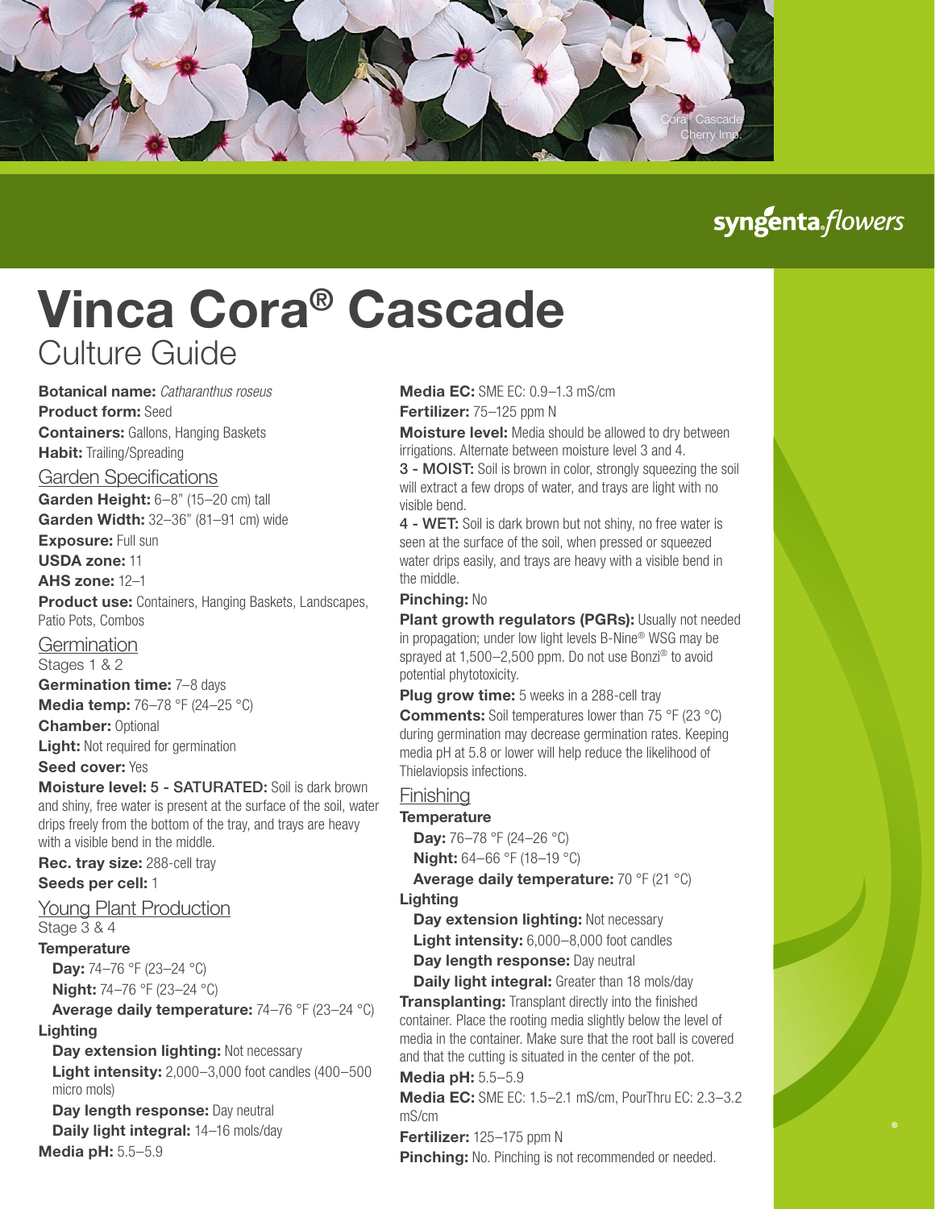Cora® Cascade Cherry Imp.

syngenta flowers

# Vinca Cora® Cascade

## Culture Guide

**Botanical name:** *Catharanthus roseus*
**Product form:** Seed
**Containers:** Gallons, Hanging Baskets
**Habit:** Trailing/Spreading

### Garden Specifications

**Garden Height:** 6–8" (15–20 cm) tall
**Garden Width:** 32–36" (81–91 cm) wide
**Exposure:** Full sun
**USDA zone:** 11
**AHS zone:** 12–1
**Product use:** Containers, Hanging Baskets, Landscapes, Patio Pots, Combos

### Germination

Stages 1 & 2

**Germination time:** 7–8 days
**Media temp:** 76–78 °F (24–25 °C)
**Chamber:** Optional
**Light:** Not required for germination
**Seed cover:** Yes
**Moisture level: 5 - SATURATED:** Soil is dark brown and shiny, free water is present at the surface of the soil, water drips freely from the bottom of the tray, and trays are heavy with a visible bend in the middle.
**Rec. tray size:** 288-cell tray
**Seeds per cell:** 1

### Young Plant Production

Stage 3 & 4

**Temperature**

- **Day:** 74–76 °F (23–24 °C)
- **Night:** 74–76 °F (23–24 °C)
- **Average daily temperature:** 74–76 °F (23–24 °C)

**Lighting**

- **Day extension lighting:** Not necessary
- **Light intensity:** 2,000–3,000 foot candles (400–500 micro mols)
- **Day length response:** Day neutral
- **Daily light integral:** 14–16 mols/day

**Media pH:** 5.5–5.9
**Media EC:** SME EC: 0.9–1.3 mS/cm
**Fertilizer:** 75–125 ppm N
**Moisture level:** Media should be allowed to dry between irrigations. Alternate between moisture level 3 and 4.
**3 - MOIST:** Soil is brown in color, strongly squeezing the soil will extract a few drops of water, and trays are light with no visible bend.
**4 - WET:** Soil is dark brown but not shiny, no free water is seen at the surface of the soil, when pressed or squeezed water drips easily, and trays are heavy with a visible bend in the middle.
**Pinching:** No
**Plant growth regulators (PGRs):** Usually not needed in propagation; under low light levels B-Nine® WSG may be sprayed at 1,500–2,500 ppm. Do not use Bonzi® to avoid potential phytotoxicity.
**Plug grow time:** 5 weeks in a 288-cell tray
**Comments:** Soil temperatures lower than 75 °F (23 °C) during germination may decrease germination rates. Keeping media pH at 5.8 or lower will help reduce the likelihood of Thielaviopsis infections.

### Finishing

**Temperature**

- **Day:** 76–78 °F (24–26 °C)
- **Night:** 64–66 °F (18–19 °C)
- **Average daily temperature:** 70 °F (21 °C)

**Lighting**

- **Day extension lighting:** Not necessary
- **Light intensity:** 6,000–8,000 foot candles
- **Day length response:** Day neutral
- **Daily light integral:** Greater than 18 mols/day

**Transplanting:** Transplant directly into the finished container. Place the rooting media slightly below the level of media in the container. Make sure that the root ball is covered and that the cutting is situated in the center of the pot.
**Media pH:** 5.5–5.9
**Media EC:** SME EC: 1.5–2.1 mS/cm, PourThru EC: 2.3–3.2 mS/cm
**Fertilizer:** 125–175 ppm N
**Pinching:** No. Pinching is not recommended or needed.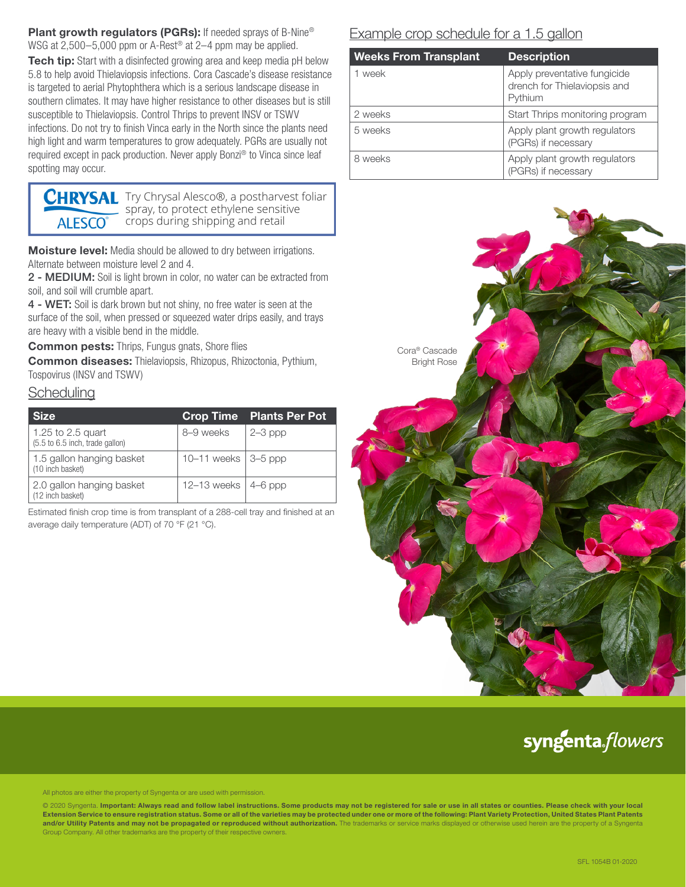**Plant growth regulators (PGRs):** If needed sprays of B-Nine® WSG at 2,500–5,000 ppm or A-Rest® at 2–4 ppm may be applied.

**Tech tip:** Start with a disinfected growing area and keep media pH below 5.8 to help avoid Thielaviopsis infections. Cora Cascade's disease resistance is targeted to aerial Phytophthera which is a serious landscape disease in southern climates. It may have higher resistance to other diseases but is still susceptible to Thielaviopsis. Control Thrips to prevent INSV or TSWV infections. Do not try to finish Vinca early in the North since the plants need high light and warm temperatures to grow adequately. PGRs are usually not required except in pack production. Never apply Bonzi® to Vinca since leaf spotting may occur.

**CHRYSAL ALESCO®** Try Chrysal Alesco®, a postharvest foliar spray, to protect ethylene sensitive crops during shipping and retail

**Moisture level:** Media should be allowed to dry between irrigations. Alternate between moisture level 2 and 4.

**2 - MEDIUM:** Soil is light brown in color, no water can be extracted from soil, and soil will crumble apart.

**4 - WET:** Soil is dark brown but not shiny, no free water is seen at the surface of the soil, when pressed or squeezed water drips easily, and trays are heavy with a visible bend in the middle.

**Common pests:** Thrips, Fungus gnats, Shore flies

**Common diseases:** Thielaviopsis, Rhizopus, Rhizoctonia, Pythium, Tospovirus (INSV and TSWV)

## Scheduling

| Size | Crop Time | Plants Per Pot |
|---|---|---|
| 1.25 to 2.5 quart (5.5 to 6.5 inch, trade gallon) | 8–9 weeks | 2–3 ppp |
| 1.5 gallon hanging basket (10 inch basket) | 10–11 weeks | 3–5 ppp |
| 2.0 gallon hanging basket (12 inch basket) | 12–13 weeks | 4–6 ppp |

Estimated finish crop time is from transplant of a 288-cell tray and finished at an average daily temperature (ADT) of 70 °F (21 °C).

## Example crop schedule for a 1.5 gallon

| Weeks From Transplant | Description |
|---|---|
| 1 week | Apply preventative fungicide drench for Thielaviopsis and Pythium |
| 2 weeks | Start Thrips monitoring program |
| 5 weeks | Apply plant growth regulators (PGRs) if necessary |
| 8 weeks | Apply plant growth regulators (PGRs) if necessary |

Cora® Cascade Bright Rose

syngenta flowers

All photos are either the property of Syngenta or are used with permission.

© 2020 Syngenta. **Important: Always read and follow label instructions. Some products may not be registered for sale or use in all states or counties. Please check with your local Extension Service to ensure registration status. Some or all of the varieties may be protected under one or more of the following: Plant Variety Protection, United States Plant Patents and/or Utility Patents and may not be propagated or reproduced without authorization.** The trademarks or service marks displayed or otherwise used herein are the property of a Syngenta Group Company. All other trademarks are the property of their respective owners.

SFL 1054B 01-2020